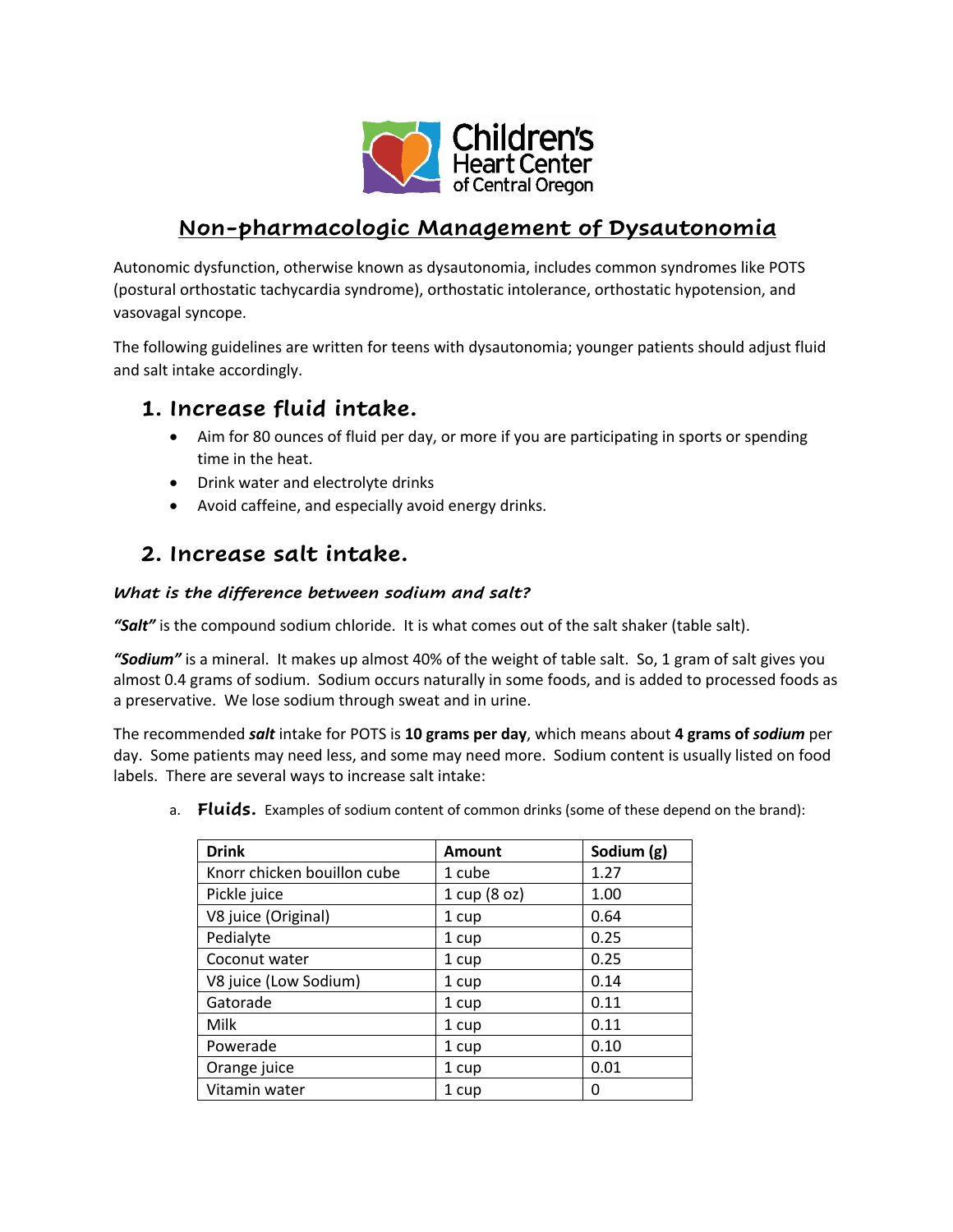Children's Heart Center of Central Oregon

# Non-pharmacologic Management of Dysautonomia

Autonomic dysfunction, otherwise known as dysautonomia, includes common syndromes like POTS (postural orthostatic tachycardia syndrome), orthostatic intolerance, orthostatic hypotension, and vasovagal syncope.

The following guidelines are written for teens with dysautonomia; younger patients should adjust fluid and salt intake accordingly.

## 1. Increase fluid intake.

- Aim for 80 ounces of fluid per day, or more if you are participating in sports or spending time in the heat.
- Drink water and electrolyte drinks
- Avoid caffeine, and especially avoid energy drinks.

## 2. Increase salt intake.

### *What is the difference between sodium and salt?*

***"Salt"*** is the compound sodium chloride. It is what comes out of the salt shaker (table salt).

***"Sodium"*** is a mineral. It makes up almost 40% of the weight of table salt. So, 1 gram of salt gives you almost 0.4 grams of sodium. Sodium occurs naturally in some foods, and is added to processed foods as a preservative. We lose sodium through sweat and in urine.

The recommended ***salt*** intake for POTS is **10 grams per day**, which means about **4 grams of *sodium*** per day. Some patients may need less, and some may need more. Sodium content is usually listed on food labels. There are several ways to increase salt intake:

a. **Fluids.** Examples of sodium content of common drinks (some of these depend on the brand):

| Drink | Amount | Sodium (g) |
|---|---|---|
| Knorr chicken bouillon cube | 1 cube | 1.27 |
| Pickle juice | 1 cup (8 oz) | 1.00 |
| V8 juice (Original) | 1 cup | 0.64 |
| Pedialyte | 1 cup | 0.25 |
| Coconut water | 1 cup | 0.25 |
| V8 juice (Low Sodium) | 1 cup | 0.14 |
| Gatorade | 1 cup | 0.11 |
| Milk | 1 cup | 0.11 |
| Powerade | 1 cup | 0.10 |
| Orange juice | 1 cup | 0.01 |
| Vitamin water | 1 cup | 0 |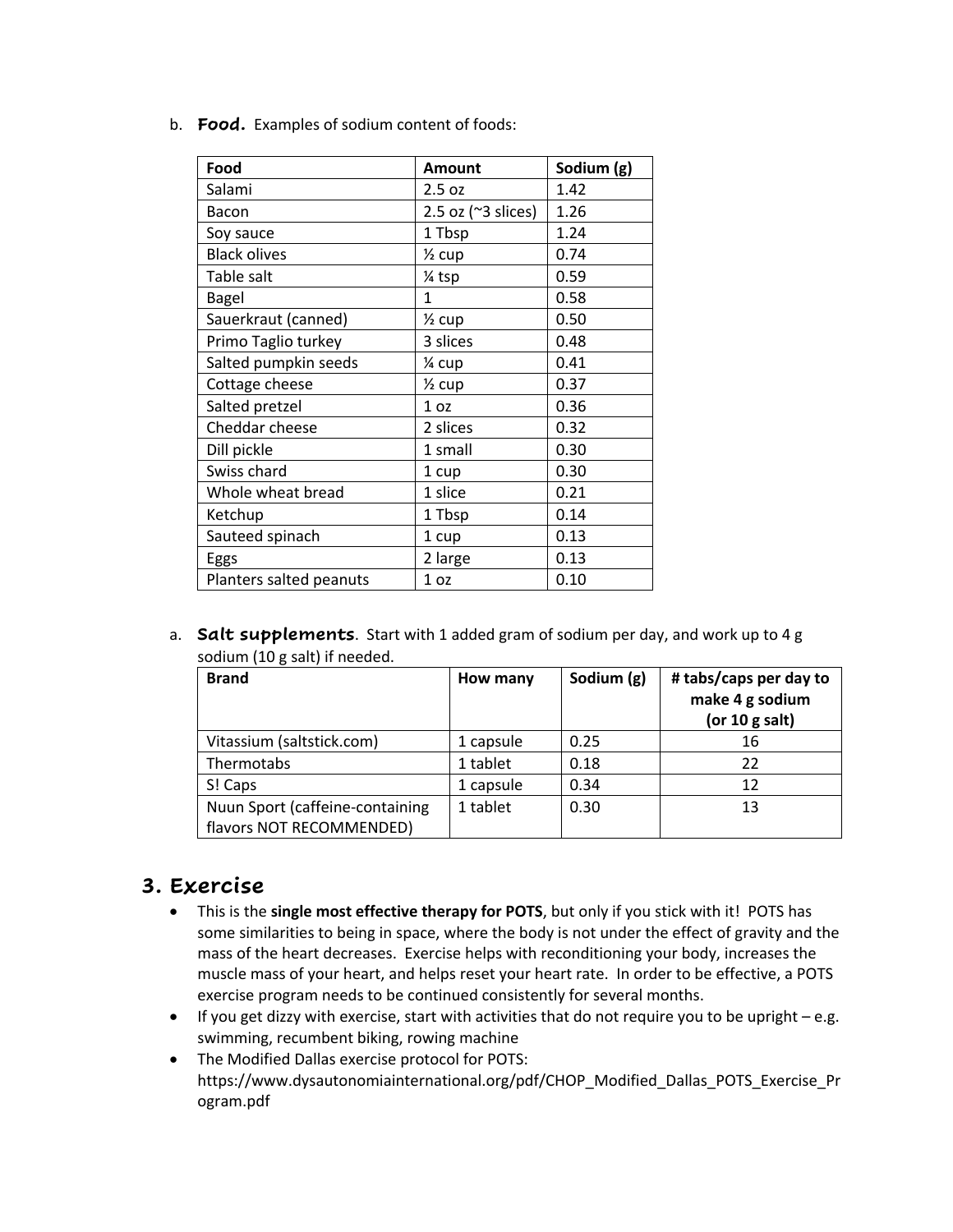b. ***Food.*** Examples of sodium content of foods:

| Food | Amount | Sodium (g) |
|---|---|---|
| Salami | 2.5 oz | 1.42 |
| Bacon | 2.5 oz (~3 slices) | 1.26 |
| Soy sauce | 1 Tbsp | 1.24 |
| Black olives | ½ cup | 0.74 |
| Table salt | ¼ tsp | 0.59 |
| Bagel | 1 | 0.58 |
| Sauerkraut (canned) | ½ cup | 0.50 |
| Primo Taglio turkey | 3 slices | 0.48 |
| Salted pumpkin seeds | ¼ cup | 0.41 |
| Cottage cheese | ½ cup | 0.37 |
| Salted pretzel | 1 oz | 0.36 |
| Cheddar cheese | 2 slices | 0.32 |
| Dill pickle | 1 small | 0.30 |
| Swiss chard | 1 cup | 0.30 |
| Whole wheat bread | 1 slice | 0.21 |
| Ketchup | 1 Tbsp | 0.14 |
| Sauteed spinach | 1 cup | 0.13 |
| Eggs | 2 large | 0.13 |
| Planters salted peanuts | 1 oz | 0.10 |

a. **Salt supplements**. Start with 1 added gram of sodium per day, and work up to 4 g sodium (10 g salt) if needed.

| Brand | How many | Sodium (g) | # tabs/caps per day to make 4 g sodium (or 10 g salt) |
|---|---|---|---|
| Vitassium (saltstick.com) | 1 capsule | 0.25 | 16 |
| Thermotabs | 1 tablet | 0.18 | 22 |
| S! Caps | 1 capsule | 0.34 | 12 |
| Nuun Sport (caffeine-containing flavors NOT RECOMMENDED) | 1 tablet | 0.30 | 13 |

## 3. Exercise

- This is the **single most effective therapy for POTS**, but only if you stick with it! POTS has some similarities to being in space, where the body is not under the effect of gravity and the mass of the heart decreases. Exercise helps with reconditioning your body, increases the muscle mass of your heart, and helps reset your heart rate. In order to be effective, a POTS exercise program needs to be continued consistently for several months.
- If you get dizzy with exercise, start with activities that do not require you to be upright – e.g. swimming, recumbent biking, rowing machine
- The Modified Dallas exercise protocol for POTS: https://www.dysautonomiainternational.org/pdf/CHOP_Modified_Dallas_POTS_Exercise_Program.pdf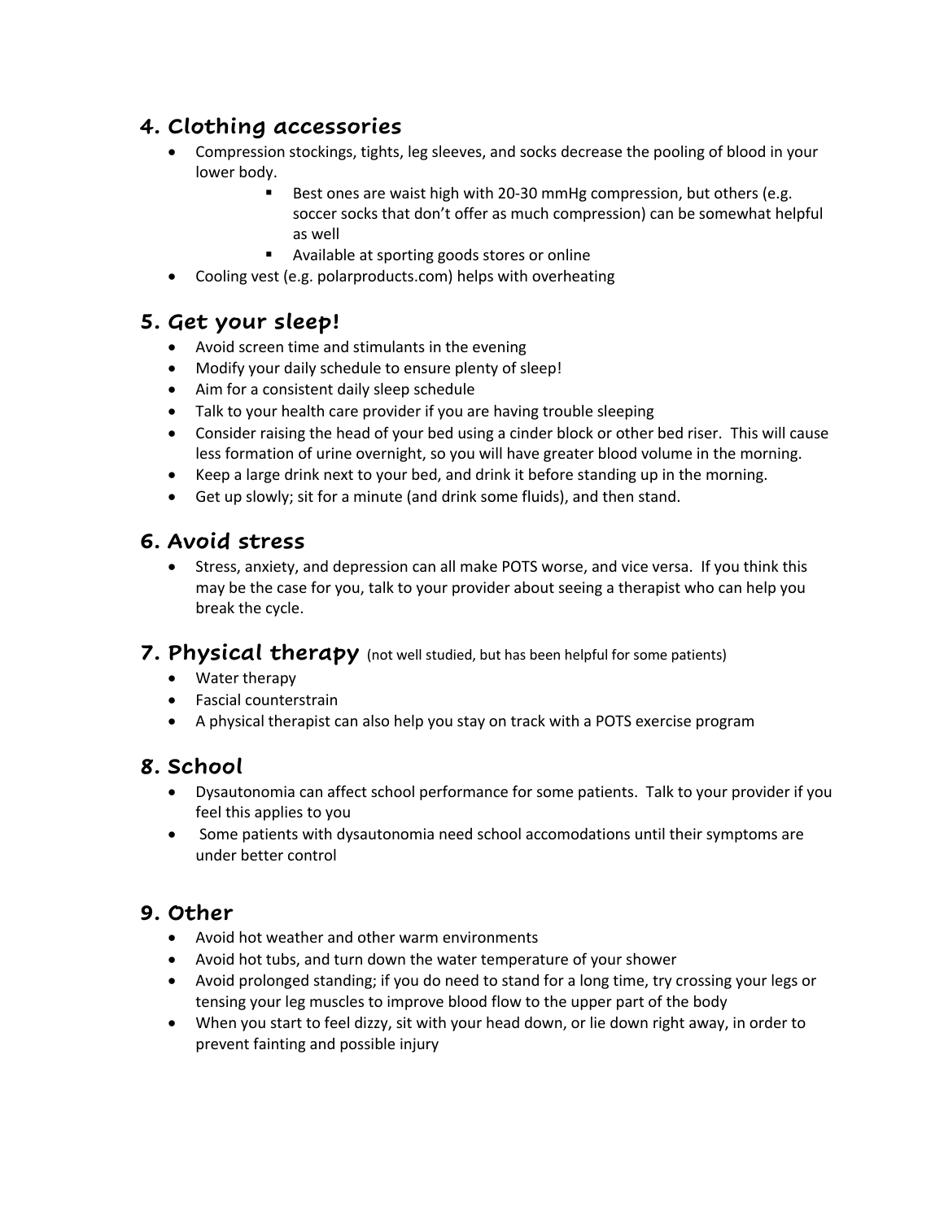## 4. Clothing accessories

- Compression stockings, tights, leg sleeves, and socks decrease the pooling of blood in your lower body.
  - Best ones are waist high with 20-30 mmHg compression, but others (e.g. soccer socks that don't offer as much compression) can be somewhat helpful as well
  - Available at sporting goods stores or online
- Cooling vest (e.g. polarproducts.com) helps with overheating

## 5. Get your sleep!

- Avoid screen time and stimulants in the evening
- Modify your daily schedule to ensure plenty of sleep!
- Aim for a consistent daily sleep schedule
- Talk to your health care provider if you are having trouble sleeping
- Consider raising the head of your bed using a cinder block or other bed riser. This will cause less formation of urine overnight, so you will have greater blood volume in the morning.
- Keep a large drink next to your bed, and drink it before standing up in the morning.
- Get up slowly; sit for a minute (and drink some fluids), and then stand.

## 6. Avoid stress

- Stress, anxiety, and depression can all make POTS worse, and vice versa. If you think this may be the case for you, talk to your provider about seeing a therapist who can help you break the cycle.

## 7. Physical therapy (not well studied, but has been helpful for some patients)

- Water therapy
- Fascial counterstrain
- A physical therapist can also help you stay on track with a POTS exercise program

## 8. School

- Dysautonomia can affect school performance for some patients. Talk to your provider if you feel this applies to you
- Some patients with dysautonomia need school accomodations until their symptoms are under better control

## 9. Other

- Avoid hot weather and other warm environments
- Avoid hot tubs, and turn down the water temperature of your shower
- Avoid prolonged standing; if you do need to stand for a long time, try crossing your legs or tensing your leg muscles to improve blood flow to the upper part of the body
- When you start to feel dizzy, sit with your head down, or lie down right away, in order to prevent fainting and possible injury